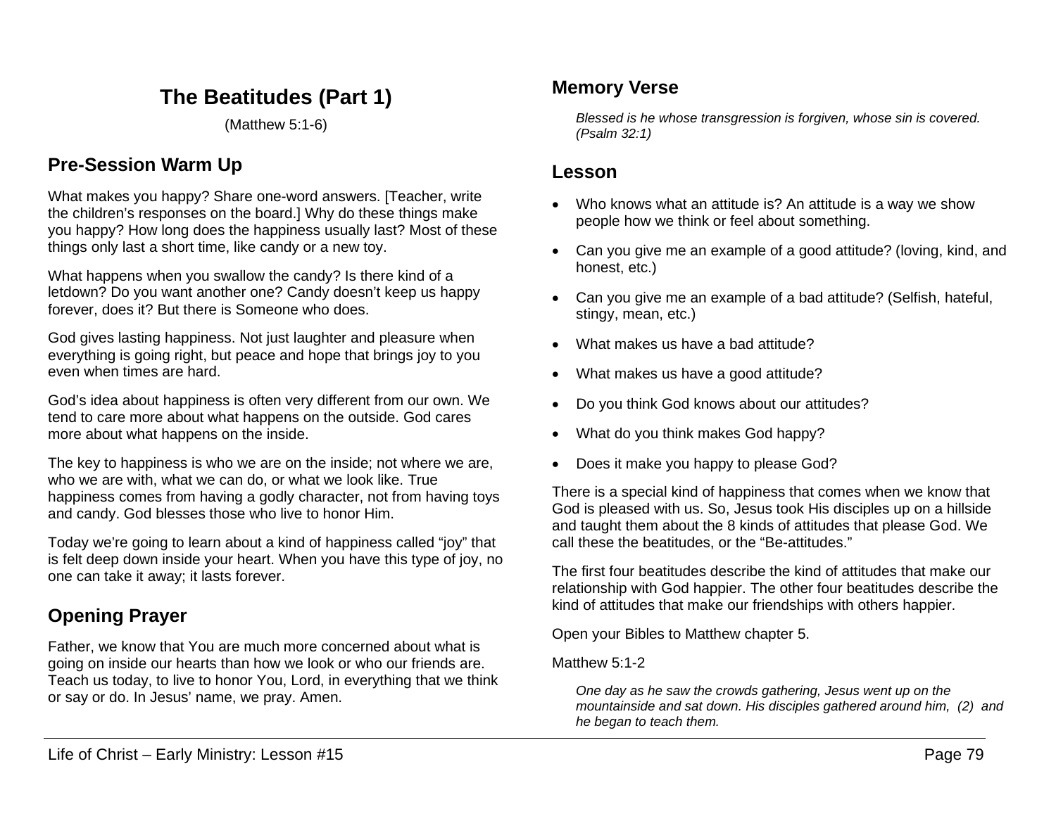# The Beatitudes (Part 1)

(Matthew 5:1-6)

## Pre-Session Warm Up

What makes you happy? Share one-word answers. [Teacher, write the children's responses on the board.] Why do these things make you happy? How long does the happiness usually last? Most of these things only last a short time, like candy or a new toy.

What happens when you swallow the candy? Is there kind of a letdown? Do you want another one? Candy doesn't keep us happy forever, does it? But there is Someone who does.

God gives lasting happiness. Not just laughter and pleasure when everything is going right, but peace and hope that brings joy to you even when times are hard.

God's idea about happiness is often very different from our own. We tend to care more about what happens on the outside. God cares more about what happens on the inside.

The key to happiness is who we are on the inside; not where we are, who we are with, what we can do, or what we look like. True happiness comes from having a godly character, not from having toys and candy. God blesses those who live to honor Him.

Today we're going to learn about a kind of happiness called "joy" that is felt deep down inside your heart. When you have this type of joy, no one can take it away; it lasts forever.

## Opening Prayer

Father, we know that You are much more concerned about what is going on inside our hearts than how we look or who our friends are. Teach us today, to live to honor You, Lord, in everything that we think or say or do. In Jesus' name, we pray. Amen.

## Memory Verse

*Blessed is he whose transgression is forgiven, whose sin is covered. (Psalm 32:1)*

## Lesson

- Who knows what an attitude is? An attitude is a way we show people how we think or feel about something.
- Can you give me an example of a good attitude? (loving, kind, and honest, etc.)
- Can you give me an example of a bad attitude? (Selfish, hateful, stingy, mean, etc.)
- What makes us have a bad attitude?
- What makes us have a good attitude?
- Do you think God knows about our attitudes?
- What do you think makes God happy?
- Does it make you happy to please God?

There is a special kind of happiness that comes when we know that God is pleased with us. So, Jesus took His disciples up on a hillside and taught them about the 8 kinds of attitudes that please God. We call these the beatitudes, or the "Be-attitudes."

The first four beatitudes describe the kind of attitudes that make our relationship with God happier. The other four beatitudes describe the kind of attitudes that make our friendships with others happier.

Open your Bibles to Matthew chapter 5.

Matthew 5:1-2

> *One day as he saw the crowds gathering, Jesus went up on the mountainside and sat down. His disciples gathered around him, (2) and he began to teach them.*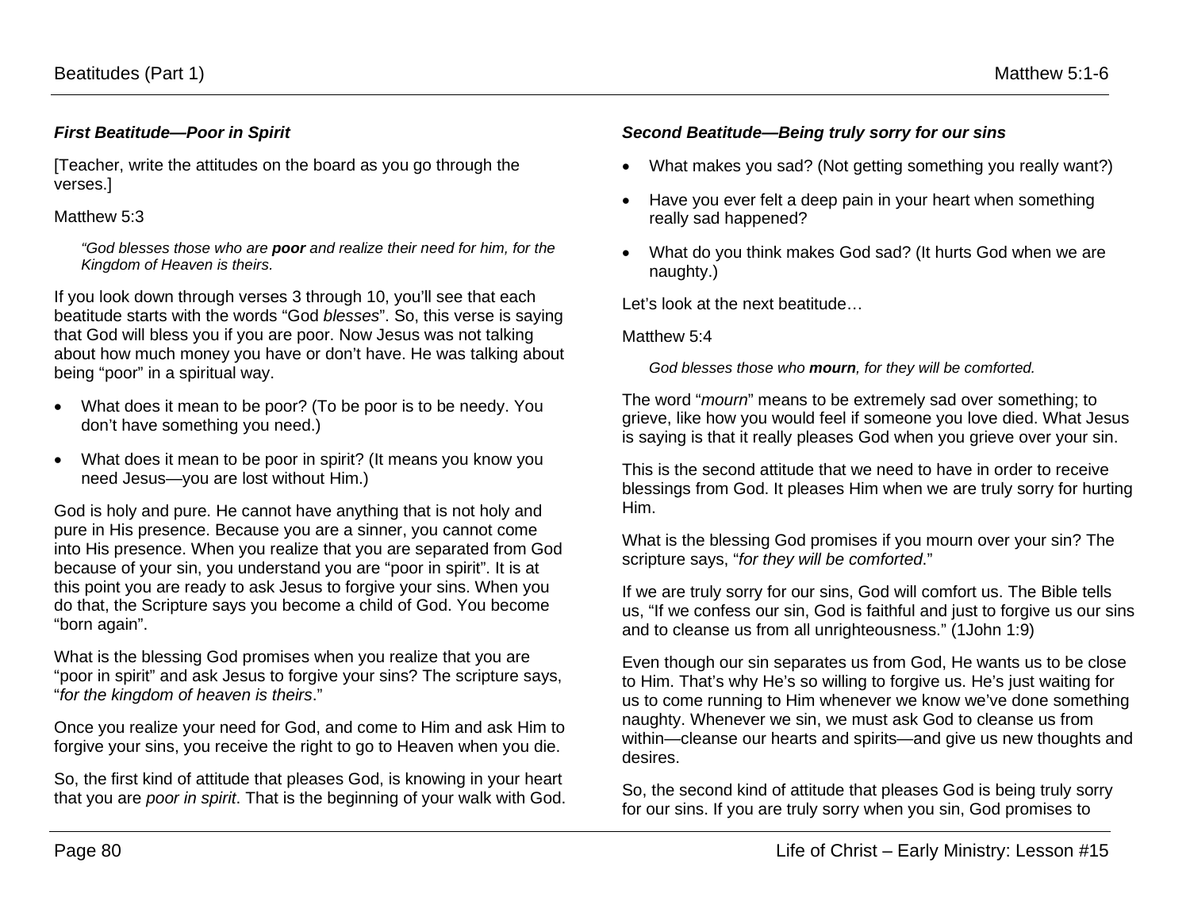### *First Beatitude—Poor in Spirit*

[Teacher, write the attitudes on the board as you go through the verses.]

Matthew 5:3

> *"God blesses those who are **poor** and realize their need for him, for the Kingdom of Heaven is theirs.*

If you look down through verses 3 through 10, you'll see that each beatitude starts with the words "God *blesses*". So, this verse is saying that God will bless you if you are poor. Now Jesus was not talking about how much money you have or don't have. He was talking about being "poor" in a spiritual way.

- What does it mean to be poor? (To be poor is to be needy. You don't have something you need.)
- What does it mean to be poor in spirit? (It means you know you need Jesus—you are lost without Him.)

God is holy and pure. He cannot have anything that is not holy and pure in His presence. Because you are a sinner, you cannot come into His presence. When you realize that you are separated from God because of your sin, you understand you are "poor in spirit". It is at this point you are ready to ask Jesus to forgive your sins. When you do that, the Scripture says you become a child of God. You become "born again".

What is the blessing God promises when you realize that you are "poor in spirit" and ask Jesus to forgive your sins? The scripture says, "*for the kingdom of heaven is theirs*."

Once you realize your need for God, and come to Him and ask Him to forgive your sins, you receive the right to go to Heaven when you die.

So, the first kind of attitude that pleases God, is knowing in your heart that you are *poor in spirit*. That is the beginning of your walk with God.

### *Second Beatitude—Being truly sorry for our sins*

- What makes you sad? (Not getting something you really want?)
- Have you ever felt a deep pain in your heart when something really sad happened?
- What do you think makes God sad? (It hurts God when we are naughty.)

Let's look at the next beatitude…

Matthew 5:4

> *God blesses those who **mourn**, for they will be comforted.*

The word "*mourn*" means to be extremely sad over something; to grieve, like how you would feel if someone you love died. What Jesus is saying is that it really pleases God when you grieve over your sin.

This is the second attitude that we need to have in order to receive blessings from God. It pleases Him when we are truly sorry for hurting Him.

What is the blessing God promises if you mourn over your sin? The scripture says, "*for they will be comforted*."

If we are truly sorry for our sins, God will comfort us. The Bible tells us, "If we confess our sin, God is faithful and just to forgive us our sins and to cleanse us from all unrighteousness." (1John 1:9)

Even though our sin separates us from God, He wants us to be close to Him. That's why He's so willing to forgive us. He's just waiting for us to come running to Him whenever we know we've done something naughty. Whenever we sin, we must ask God to cleanse us from within—cleanse our hearts and spirits—and give us new thoughts and desires.

So, the second kind of attitude that pleases God is being truly sorry for our sins. If you are truly sorry when you sin, God promises to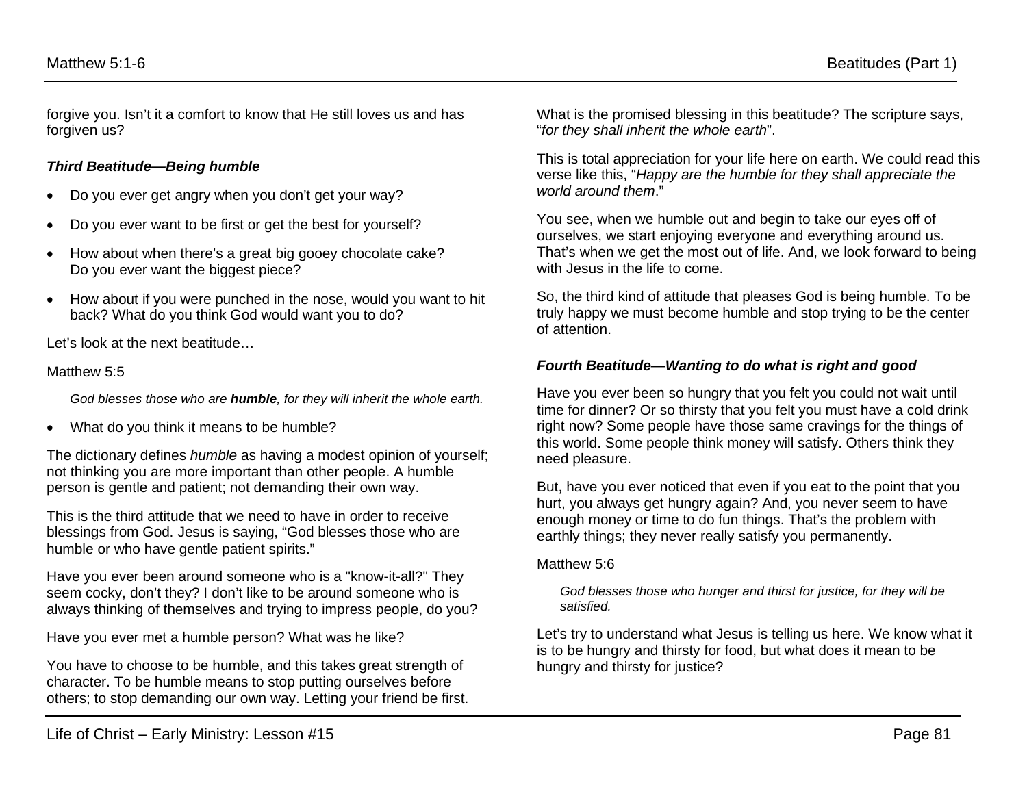forgive you. Isn't it a comfort to know that He still loves us and has forgiven us?

### *Third Beatitude—Being humble*

- Do you ever get angry when you don't get your way?
- Do you ever want to be first or get the best for yourself?
- How about when there's a great big gooey chocolate cake? Do you ever want the biggest piece?
- How about if you were punched in the nose, would you want to hit back? What do you think God would want you to do?

Let's look at the next beatitude…

Matthew 5:5

> *God blesses those who are **humble**, for they will inherit the whole earth.*

- What do you think it means to be humble?

The dictionary defines *humble* as having a modest opinion of yourself; not thinking you are more important than other people. A humble person is gentle and patient; not demanding their own way.

This is the third attitude that we need to have in order to receive blessings from God. Jesus is saying, "God blesses those who are humble or who have gentle patient spirits."

Have you ever been around someone who is a "know-it-all?" They seem cocky, don't they? I don't like to be around someone who is always thinking of themselves and trying to impress people, do you?

Have you ever met a humble person? What was he like?

You have to choose to be humble, and this takes great strength of character. To be humble means to stop putting ourselves before others; to stop demanding our own way. Letting your friend be first.

What is the promised blessing in this beatitude? The scripture says, "*for they shall inherit the whole earth*".

This is total appreciation for your life here on earth. We could read this verse like this, "*Happy are the humble for they shall appreciate the world around them*."

You see, when we humble out and begin to take our eyes off of ourselves, we start enjoying everyone and everything around us. That's when we get the most out of life. And, we look forward to being with Jesus in the life to come.

So, the third kind of attitude that pleases God is being humble. To be truly happy we must become humble and stop trying to be the center of attention.

### *Fourth Beatitude—Wanting to do what is right and good*

Have you ever been so hungry that you felt you could not wait until time for dinner? Or so thirsty that you felt you must have a cold drink right now? Some people have those same cravings for the things of this world. Some people think money will satisfy. Others think they need pleasure.

But, have you ever noticed that even if you eat to the point that you hurt, you always get hungry again? And, you never seem to have enough money or time to do fun things. That's the problem with earthly things; they never really satisfy you permanently.

Matthew 5:6

> *God blesses those who hunger and thirst for justice, for they will be satisfied.*

Let's try to understand what Jesus is telling us here. We know what it is to be hungry and thirsty for food, but what does it mean to be hungry and thirsty for justice?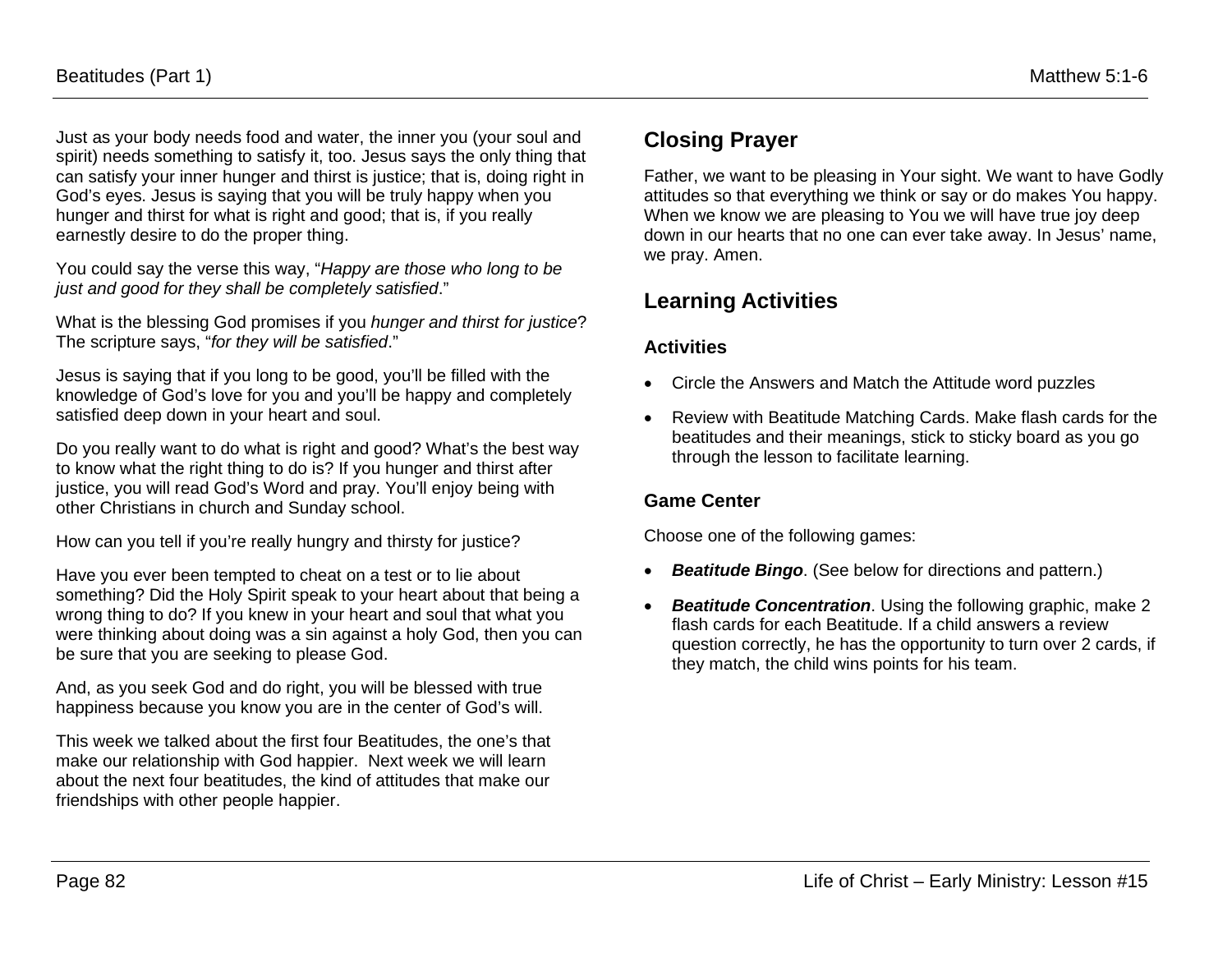Just as your body needs food and water, the inner you (your soul and spirit) needs something to satisfy it, too. Jesus says the only thing that can satisfy your inner hunger and thirst is justice; that is, doing right in God's eyes. Jesus is saying that you will be truly happy when you hunger and thirst for what is right and good; that is, if you really earnestly desire to do the proper thing.

You could say the verse this way, "*Happy are those who long to be just and good for they shall be completely satisfied*."

What is the blessing God promises if you *hunger and thirst for justice*? The scripture says, "*for they will be satisfied*."

Jesus is saying that if you long to be good, you'll be filled with the knowledge of God's love for you and you'll be happy and completely satisfied deep down in your heart and soul.

Do you really want to do what is right and good? What's the best way to know what the right thing to do is? If you hunger and thirst after justice, you will read God's Word and pray. You'll enjoy being with other Christians in church and Sunday school.

How can you tell if you're really hungry and thirsty for justice?

Have you ever been tempted to cheat on a test or to lie about something? Did the Holy Spirit speak to your heart about that being a wrong thing to do? If you knew in your heart and soul that what you were thinking about doing was a sin against a holy God, then you can be sure that you are seeking to please God.

And, as you seek God and do right, you will be blessed with true happiness because you know you are in the center of God's will.

This week we talked about the first four Beatitudes, the one's that make our relationship with God happier. Next week we will learn about the next four beatitudes, the kind of attitudes that make our friendships with other people happier.

## Closing Prayer

Father, we want to be pleasing in Your sight. We want to have Godly attitudes so that everything we think or say or do makes You happy. When we know we are pleasing to You we will have true joy deep down in our hearts that no one can ever take away. In Jesus' name, we pray. Amen.

## Learning Activities

### Activities

- Circle the Answers and Match the Attitude word puzzles
- Review with Beatitude Matching Cards. Make flash cards for the beatitudes and their meanings, stick to sticky board as you go through the lesson to facilitate learning.

### Game Center

Choose one of the following games:

- ***Beatitude Bingo***. (See below for directions and pattern.)
- ***Beatitude Concentration***. Using the following graphic, make 2 flash cards for each Beatitude. If a child answers a review question correctly, he has the opportunity to turn over 2 cards, if they match, the child wins points for his team.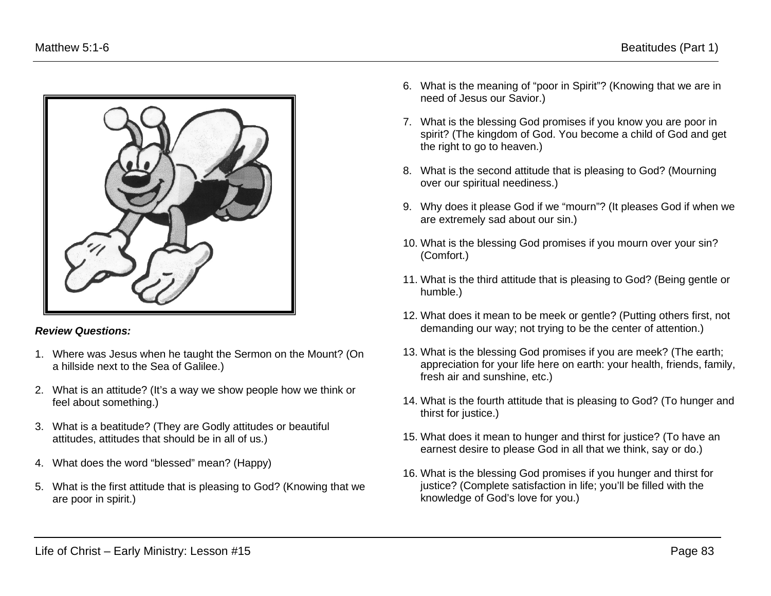***Review Questions:***

1. Where was Jesus when he taught the Sermon on the Mount? (On a hillside next to the Sea of Galilee.)

2. What is an attitude? (It's a way we show people how we think or feel about something.)

3. What is a beatitude? (They are Godly attitudes or beautiful attitudes, attitudes that should be in all of us.)

4. What does the word "blessed" mean? (Happy)

5. What is the first attitude that is pleasing to God? (Knowing that we are poor in spirit.)

6. What is the meaning of "poor in Spirit"? (Knowing that we are in need of Jesus our Savior.)

7. What is the blessing God promises if you know you are poor in spirit? (The kingdom of God. You become a child of God and get the right to go to heaven.)

8. What is the second attitude that is pleasing to God? (Mourning over our spiritual neediness.)

9. Why does it please God if we "mourn"? (It pleases God if when we are extremely sad about our sin.)

10. What is the blessing God promises if you mourn over your sin? (Comfort.)

11. What is the third attitude that is pleasing to God? (Being gentle or humble.)

12. What does it mean to be meek or gentle? (Putting others first, not demanding our way; not trying to be the center of attention.)

13. What is the blessing God promises if you are meek? (The earth; appreciation for your life here on earth: your health, friends, family, fresh air and sunshine, etc.)

14. What is the fourth attitude that is pleasing to God? (To hunger and thirst for justice.)

15. What does it mean to hunger and thirst for justice? (To have an earnest desire to please God in all that we think, say or do.)

16. What is the blessing God promises if you hunger and thirst for justice? (Complete satisfaction in life; you'll be filled with the knowledge of God's love for you.)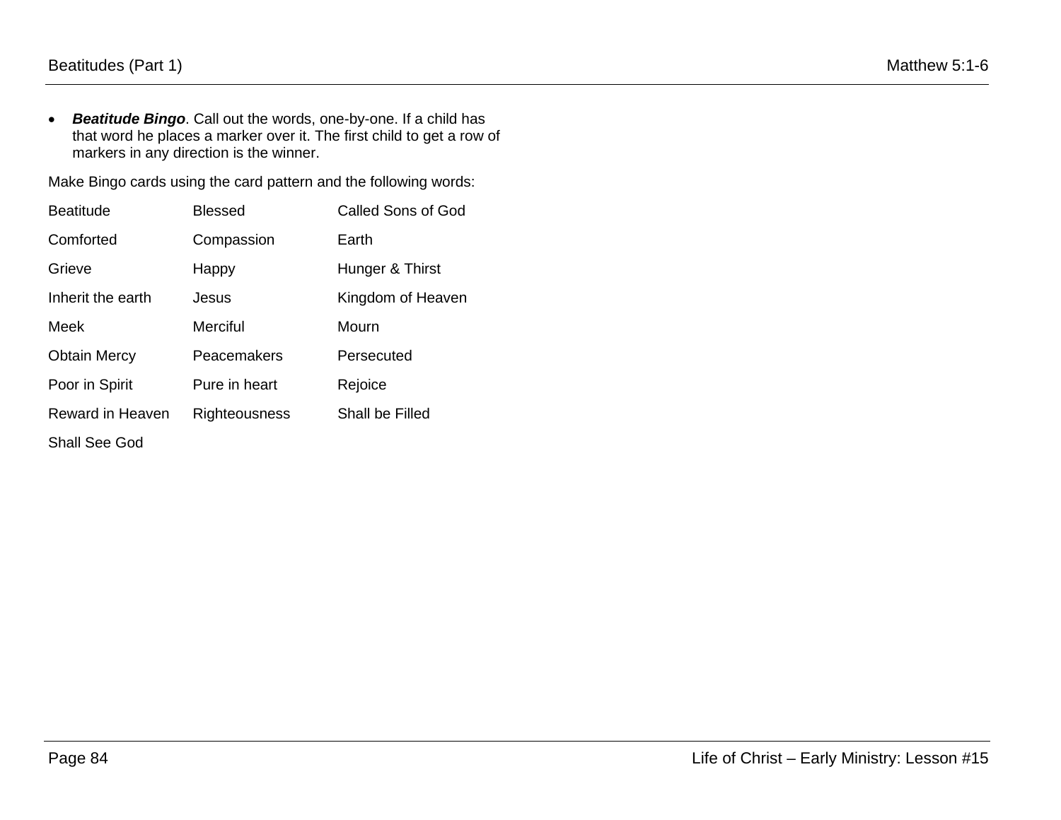- ***Beatitude Bingo***. Call out the words, one-by-one. If a child has that word he places a marker over it. The first child to get a row of markers in any direction is the winner.

Make Bingo cards using the card pattern and the following words:

| | | |
|---|---|---|
| Beatitude | Blessed | Called Sons of God |
| Comforted | Compassion | Earth |
| Grieve | Happy | Hunger & Thirst |
| Inherit the earth | Jesus | Kingdom of Heaven |
| Meek | Merciful | Mourn |
| Obtain Mercy | Peacemakers | Persecuted |
| Poor in Spirit | Pure in heart | Rejoice |
| Reward in Heaven | Righteousness | Shall be Filled |
| Shall See God | | |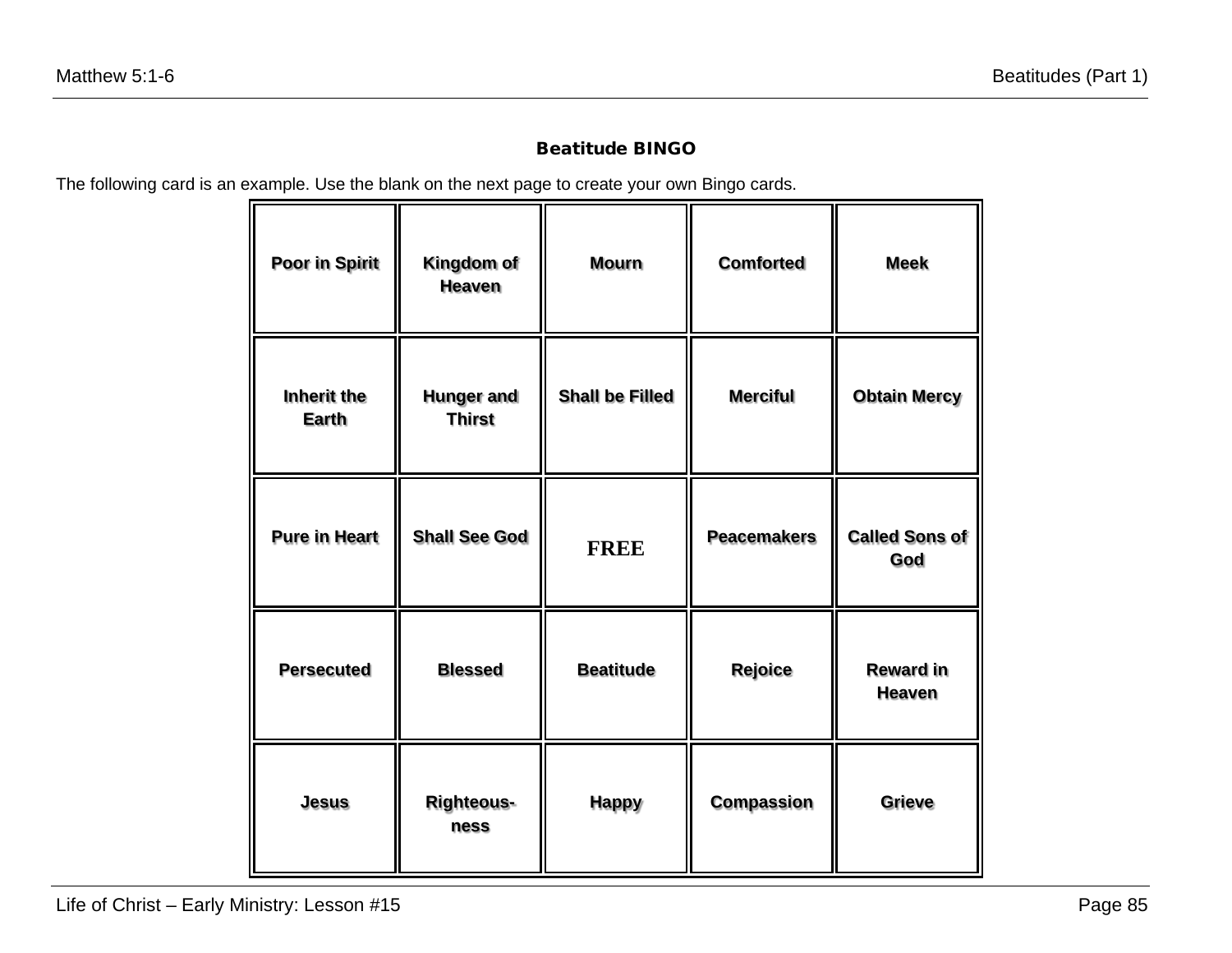## Beatitude BINGO

The following card is an example. Use the blank on the next page to create your own Bingo cards.

| | | | | |
|---|---|---|---|---|
| **Poor in Spirit** | **Kingdom of Heaven** | **Mourn** | **Comforted** | **Meek** |
| **Inherit the Earth** | **Hunger and Thirst** | **Shall be Filled** | **Merciful** | **Obtain Mercy** |
| **Pure in Heart** | **Shall See God** | **FREE** | **Peacemakers** | **Called Sons of God** |
| **Persecuted** | **Blessed** | **Beatitude** | **Rejoice** | **Reward in Heaven** |
| **Jesus** | **Righteous-ness** | **Happy** | **Compassion** | **Grieve** |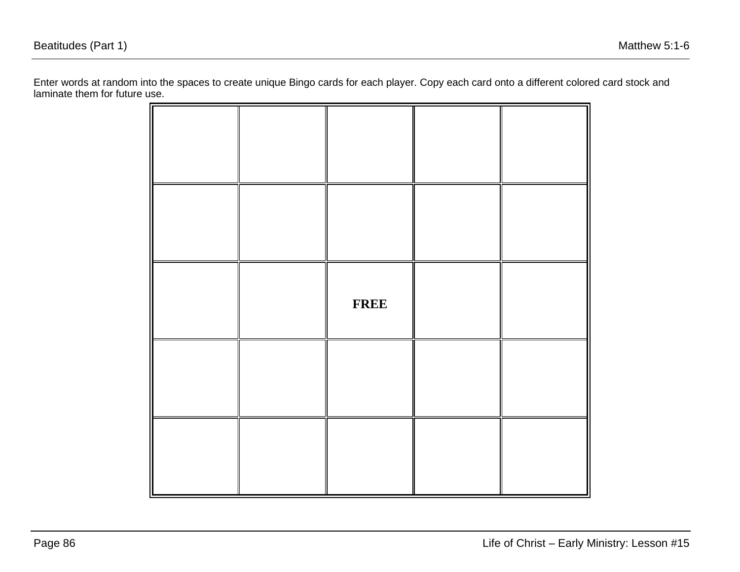Enter words at random into the spaces to create unique Bingo cards for each player. Copy each card onto a different colored card stock and laminate them for future use.

| | | | | |
|---|---|---|---|---|
| | | | | |
| | | | | |
| | | **FREE** | | |
| | | | | |
| | | | | |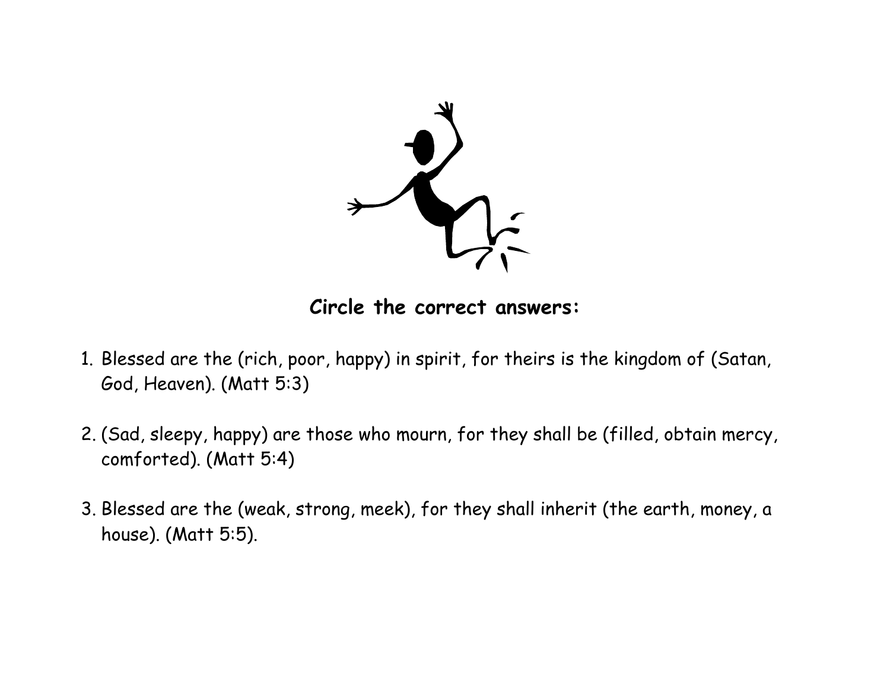**Circle the correct answers:**

1. Blessed are the (rich, poor, happy) in spirit, for theirs is the kingdom of (Satan, God, Heaven). (Matt 5:3)

2. (Sad, sleepy, happy) are those who mourn, for they shall be (filled, obtain mercy, comforted). (Matt 5:4)

3. Blessed are the (weak, strong, meek), for they shall inherit (the earth, money, a house). (Matt 5:5).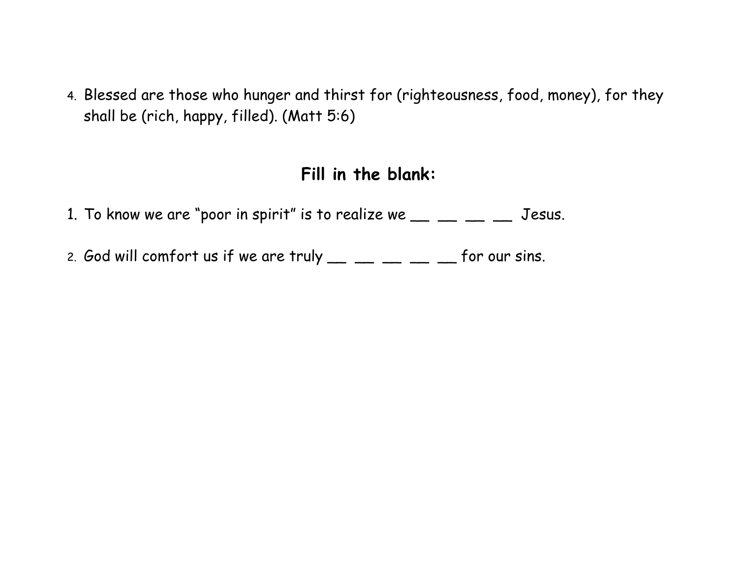4. Blessed are those who hunger and thirst for (righteousness, food, money), for they shall be (rich, happy, filled). (Matt 5:6)

## Fill in the blank:

1. To know we are "poor in spirit" is to realize we __ __ __ __ Jesus.

2. God will comfort us if we are truly __ __ __ __ __ for our sins.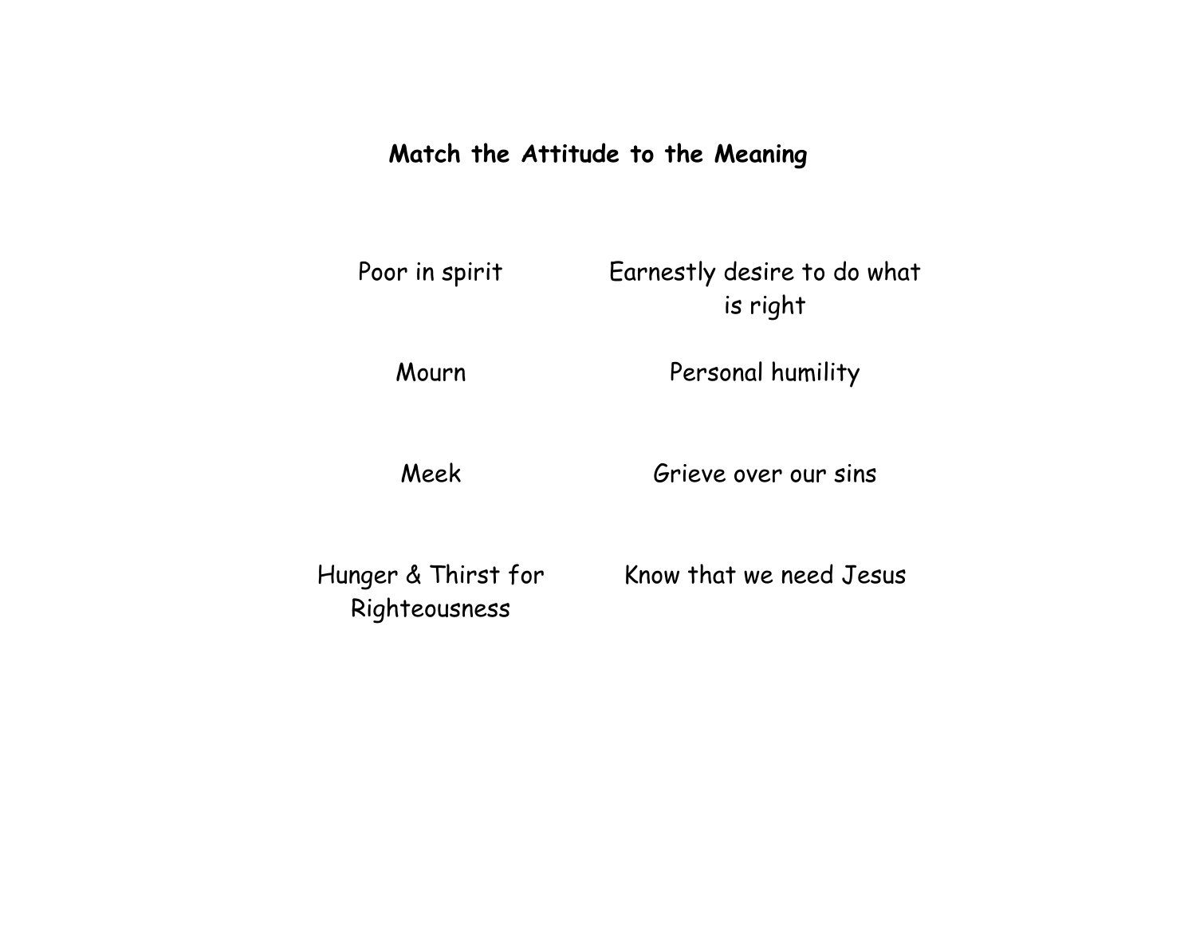## Match the Attitude to the Meaning

| Attitude | Meaning |
| --- | --- |
| Poor in spirit | Earnestly desire to do what is right |
| Mourn | Personal humility |
| Meek | Grieve over our sins |
| Hunger & Thirst for Righteousness | Know that we need Jesus |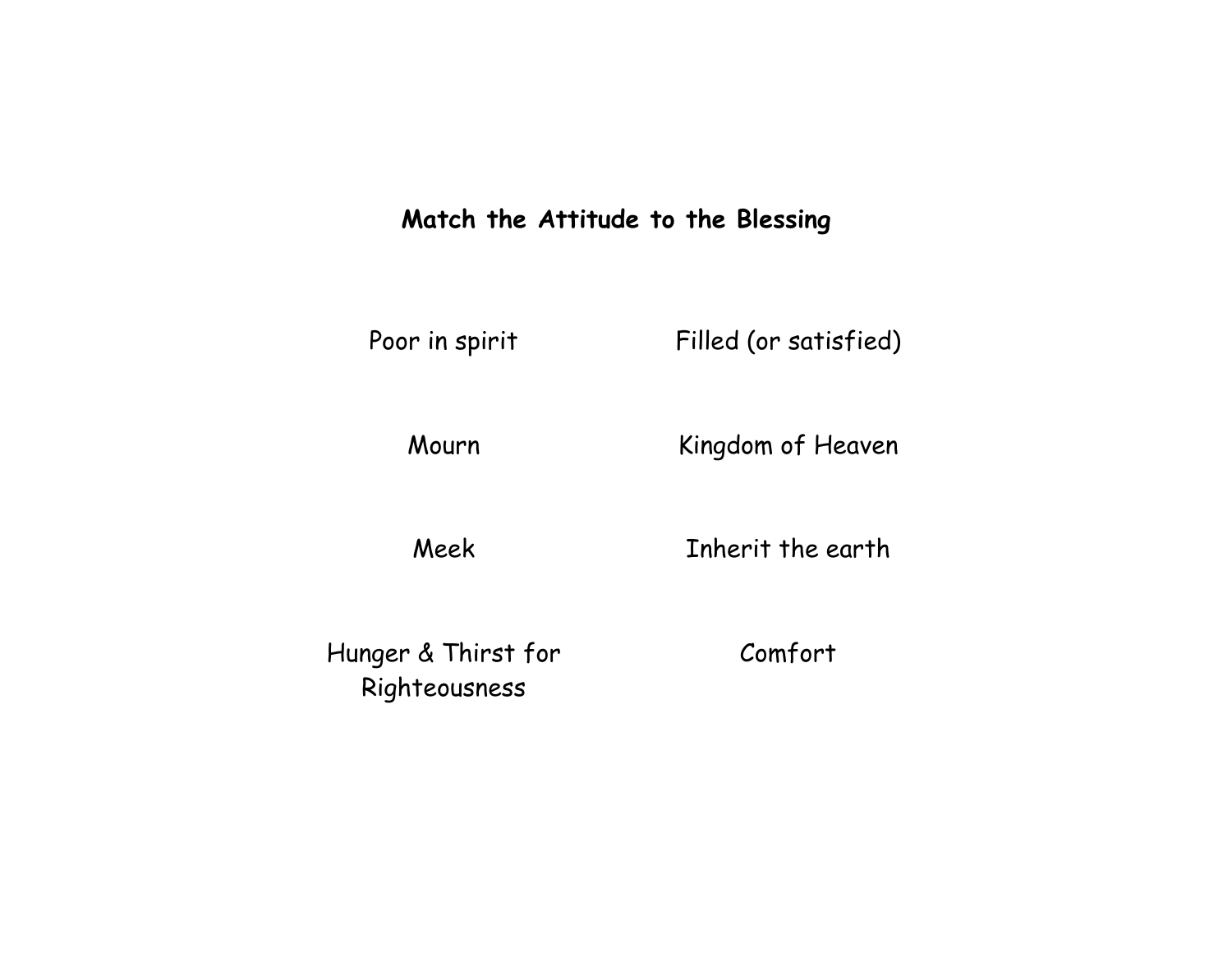**Match the Attitude to the Blessing**

| | |
|---|---|
| Poor in spirit | Filled (or satisfied) |
| Mourn | Kingdom of Heaven |
| Meek | Inherit the earth |
| Hunger & Thirst for Righteousness | Comfort |